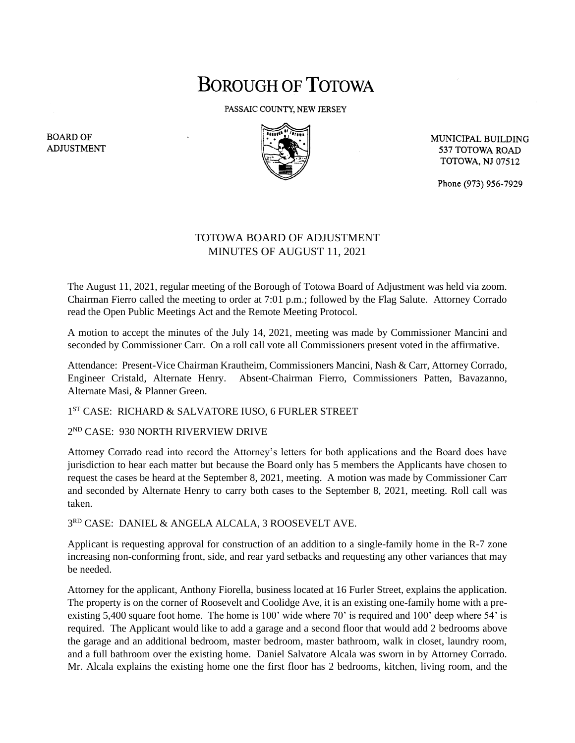# BOROUGH OF TOTOWA

PASSAIC COUNTY, NEW JERSEY

BOARD OF ADJUSTMENT

MUNICIPAL BUILDING
537 TOTOWA ROAD
TOTOWA, NJ 07512

Phone (973) 956-7929

## TOTOWA BOARD OF ADJUSTMENT
## MINUTES OF AUGUST 11, 2021

The August 11, 2021, regular meeting of the Borough of Totowa Board of Adjustment was held via zoom. Chairman Fierro called the meeting to order at 7:01 p.m.; followed by the Flag Salute. Attorney Corrado read the Open Public Meetings Act and the Remote Meeting Protocol.

A motion to accept the minutes of the July 14, 2021, meeting was made by Commissioner Mancini and seconded by Commissioner Carr. On a roll call vote all Commissioners present voted in the affirmative.

Attendance: Present-Vice Chairman Krautheim, Commissioners Mancini, Nash & Carr, Attorney Corrado, Engineer Cristald, Alternate Henry. Absent-Chairman Fierro, Commissioners Patten, Bavazanno, Alternate Masi, & Planner Green.

1ST CASE: RICHARD & SALVATORE IUSO, 6 FURLER STREET

2ND CASE: 930 NORTH RIVERVIEW DRIVE

Attorney Corrado read into record the Attorney's letters for both applications and the Board does have jurisdiction to hear each matter but because the Board only has 5 members the Applicants have chosen to request the cases be heard at the September 8, 2021, meeting. A motion was made by Commissioner Carr and seconded by Alternate Henry to carry both cases to the September 8, 2021, meeting. Roll call was taken.

3RD CASE: DANIEL & ANGELA ALCALA, 3 ROOSEVELT AVE.

Applicant is requesting approval for construction of an addition to a single-family home in the R-7 zone increasing non-conforming front, side, and rear yard setbacks and requesting any other variances that may be needed.

Attorney for the applicant, Anthony Fiorella, business located at 16 Furler Street, explains the application. The property is on the corner of Roosevelt and Coolidge Ave, it is an existing one-family home with a pre-existing 5,400 square foot home. The home is 100' wide where 70' is required and 100' deep where 54' is required. The Applicant would like to add a garage and a second floor that would add 2 bedrooms above the garage and an additional bedroom, master bedroom, master bathroom, walk in closet, laundry room, and a full bathroom over the existing home. Daniel Salvatore Alcala was sworn in by Attorney Corrado. Mr. Alcala explains the existing home one the first floor has 2 bedrooms, kitchen, living room, and the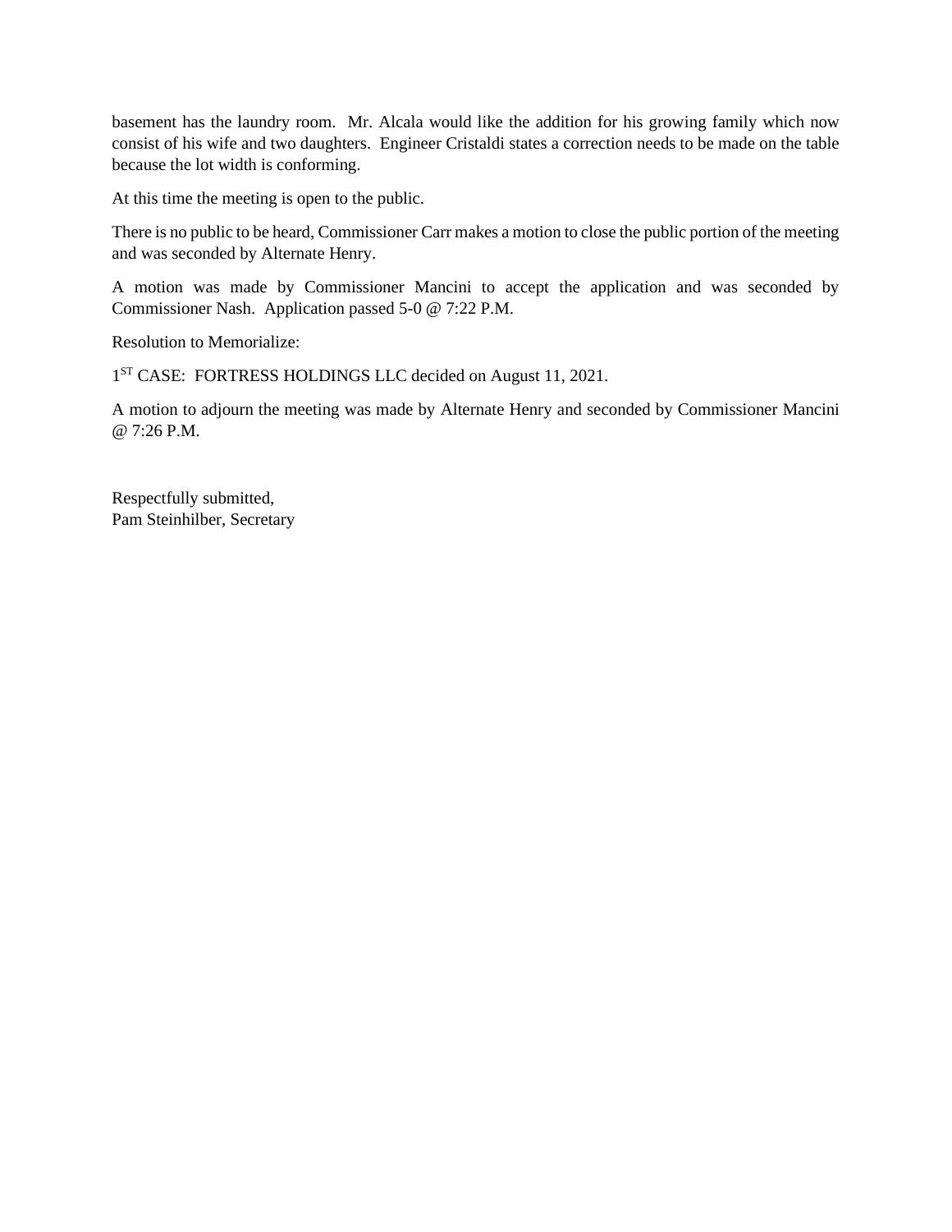basement has the laundry room. Mr. Alcala would like the addition for his growing family which now consist of his wife and two daughters. Engineer Cristaldi states a correction needs to be made on the table because the lot width is conforming.

At this time the meeting is open to the public.

There is no public to be heard, Commissioner Carr makes a motion to close the public portion of the meeting and was seconded by Alternate Henry.

A motion was made by Commissioner Mancini to accept the application and was seconded by Commissioner Nash. Application passed 5-0 @ 7:22 P.M.

Resolution to Memorialize:

1ST CASE: FORTRESS HOLDINGS LLC decided on August 11, 2021.

A motion to adjourn the meeting was made by Alternate Henry and seconded by Commissioner Mancini @ 7:26 P.M.

Respectfully submitted,
Pam Steinhilber, Secretary